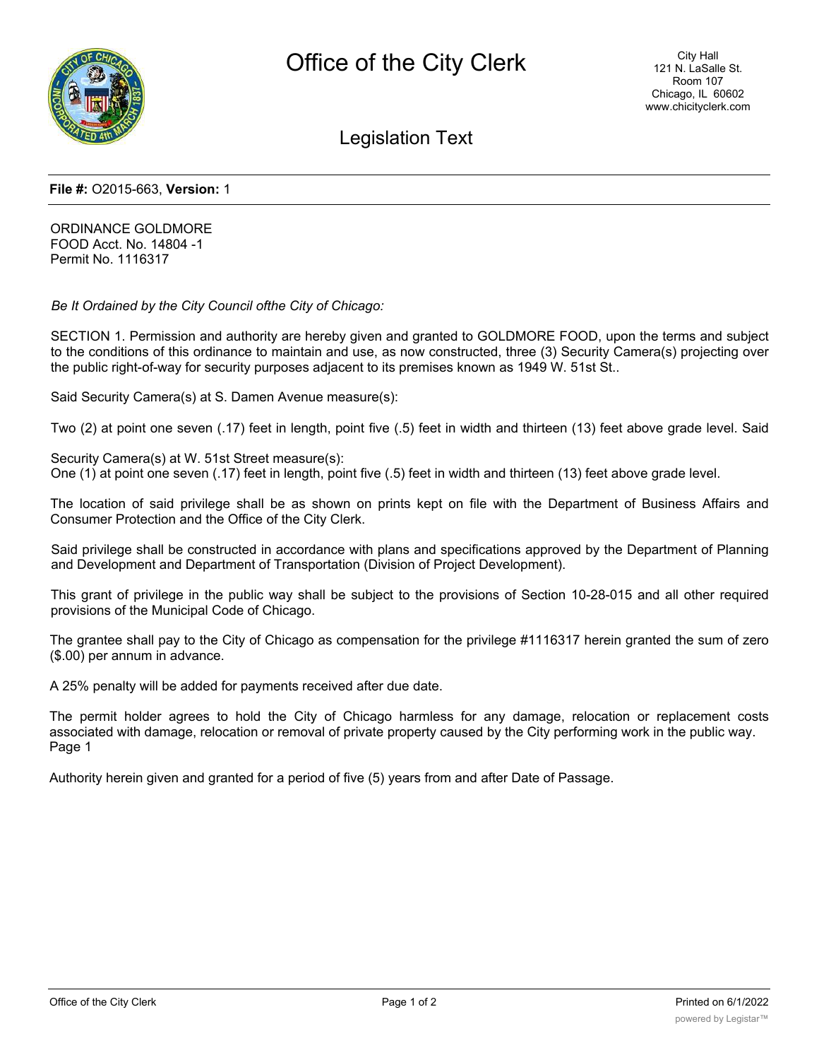# Office of the City Clerk

City Hall
121 N. LaSalle St.
Room 107
Chicago, IL 60602
www.chicityclerk.com

## Legislation Text

**File #:** O2015-663, **Version:** 1

ORDINANCE GOLDMORE
FOOD Acct. No. 14804 -1
Permit No. 1116317

*Be It Ordained by the City Council ofthe City of Chicago:*

SECTION 1. Permission and authority are hereby given and granted to GOLDMORE FOOD, upon the terms and subject to the conditions of this ordinance to maintain and use, as now constructed, three (3) Security Camera(s) projecting over the public right-of-way for security purposes adjacent to its premises known as 1949 W. 51st St..

Said Security Camera(s) at S. Damen Avenue measure(s):

Two (2) at point one seven (.17) feet in length, point five (.5) feet in width and thirteen (13) feet above grade level. Said

Security Camera(s) at W. 51st Street measure(s):
One (1) at point one seven (.17) feet in length, point five (.5) feet in width and thirteen (13) feet above grade level.

The location of said privilege shall be as shown on prints kept on file with the Department of Business Affairs and Consumer Protection and the Office of the City Clerk.

Said privilege shall be constructed in accordance with plans and specifications approved by the Department of Planning and Development and Department of Transportation (Division of Project Development).

This grant of privilege in the public way shall be subject to the provisions of Section 10-28-015 and all other required provisions of the Municipal Code of Chicago.

The grantee shall pay to the City of Chicago as compensation for the privilege #1116317 herein granted the sum of zero ($.00) per annum in advance.

A 25% penalty will be added for payments received after due date.

The permit holder agrees to hold the City of Chicago harmless for any damage, relocation or replacement costs associated with damage, relocation or removal of private property caused by the City performing work in the public way. Page 1

Authority herein given and granted for a period of five (5) years from and after Date of Passage.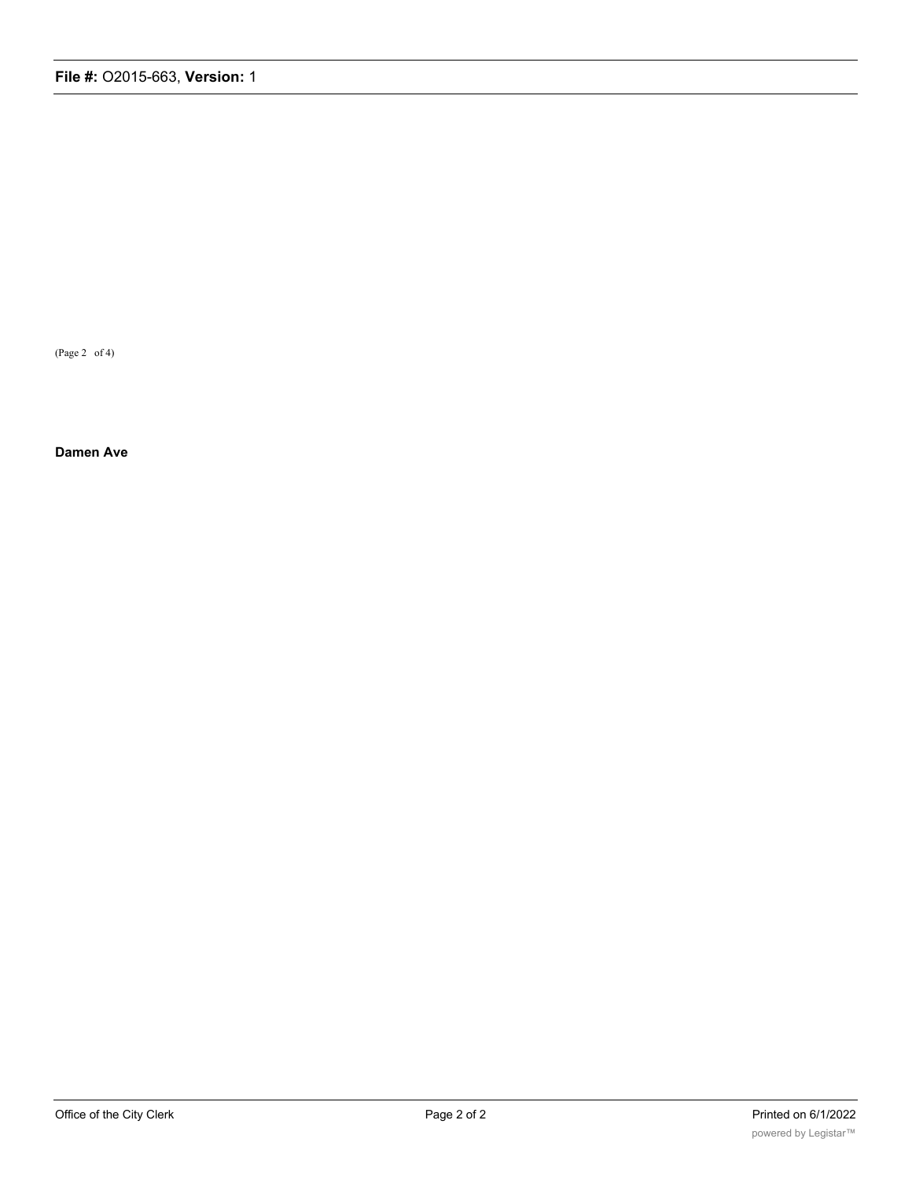(Page 2 of 4)

**Damen Ave**